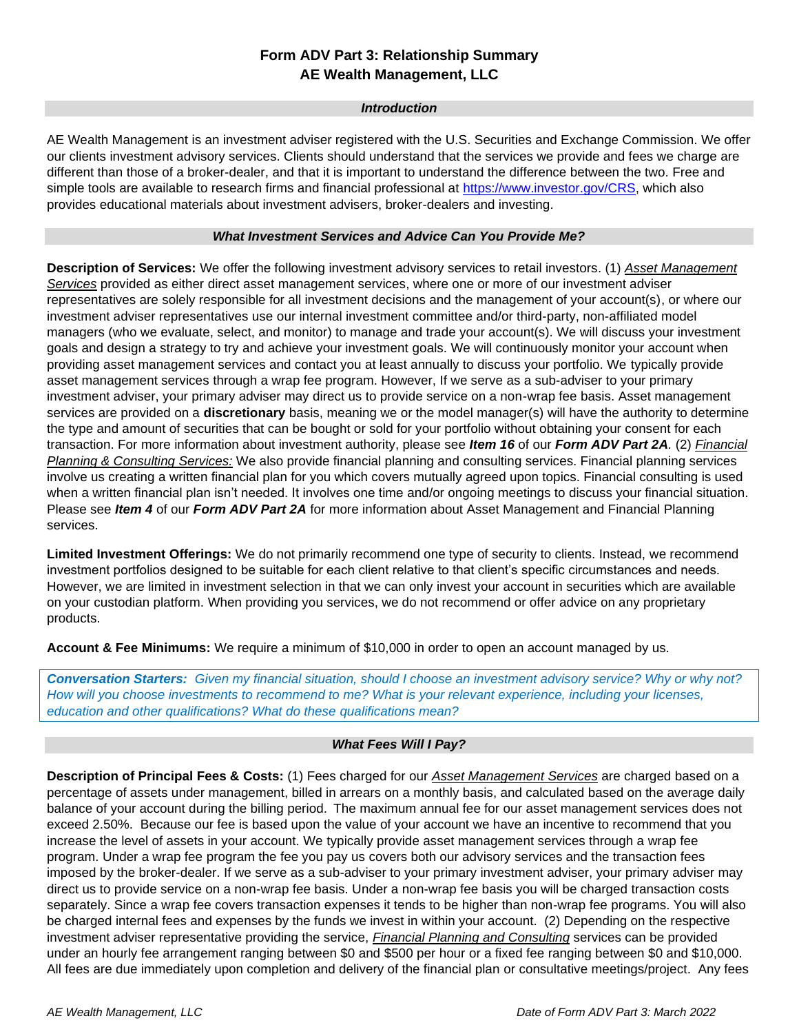# Form ADV Part 3: Relationship Summary
# AE Wealth Management, LLC

## *Introduction*

AE Wealth Management is an investment adviser registered with the U.S. Securities and Exchange Commission. We offer our clients investment advisory services. Clients should understand that the services we provide and fees we charge are different than those of a broker-dealer, and that it is important to understand the difference between the two. Free and simple tools are available to research firms and financial professional at https://www.investor.gov/CRS, which also provides educational materials about investment advisers, broker-dealers and investing.

## *What Investment Services and Advice Can You Provide Me?*

**Description of Services:** We offer the following investment advisory services to retail investors. (1) *Asset Management Services* provided as either direct asset management services, where one or more of our investment adviser representatives are solely responsible for all investment decisions and the management of your account(s), or where our investment adviser representatives use our internal investment committee and/or third-party, non-affiliated model managers (who we evaluate, select, and monitor) to manage and trade your account(s). We will discuss your investment goals and design a strategy to try and achieve your investment goals. We will continuously monitor your account when providing asset management services and contact you at least annually to discuss your portfolio. We typically provide asset management services through a wrap fee program. However, If we serve as a sub-adviser to your primary investment adviser, your primary adviser may direct us to provide service on a non-wrap fee basis. Asset management services are provided on a **discretionary** basis, meaning we or the model manager(s) will have the authority to determine the type and amount of securities that can be bought or sold for your portfolio without obtaining your consent for each transaction. For more information about investment authority, please see ***Item 16*** of our ***Form ADV Part 2A***. (2) *Financial Planning & Consulting Services:* We also provide financial planning and consulting services. Financial planning services involve us creating a written financial plan for you which covers mutually agreed upon topics. Financial consulting is used when a written financial plan isn't needed. It involves one time and/or ongoing meetings to discuss your financial situation. Please see ***Item 4*** of our ***Form ADV Part 2A*** for more information about Asset Management and Financial Planning services.

**Limited Investment Offerings:** We do not primarily recommend one type of security to clients. Instead, we recommend investment portfolios designed to be suitable for each client relative to that client's specific circumstances and needs. However, we are limited in investment selection in that we can only invest your account in securities which are available on your custodian platform. When providing you services, we do not recommend or offer advice on any proprietary products.

**Account & Fee Minimums:** We require a minimum of $10,000 in order to open an account managed by us.

> ***Conversation Starters:*** *Given my financial situation, should I choose an investment advisory service? Why or why not? How will you choose investments to recommend to me? What is your relevant experience, including your licenses, education and other qualifications? What do these qualifications mean?*

## *What Fees Will I Pay?*

**Description of Principal Fees & Costs:** (1) Fees charged for our *Asset Management Services* are charged based on a percentage of assets under management, billed in arrears on a monthly basis, and calculated based on the average daily balance of your account during the billing period. The maximum annual fee for our asset management services does not exceed 2.50%. Because our fee is based upon the value of your account we have an incentive to recommend that you increase the level of assets in your account. We typically provide asset management services through a wrap fee program. Under a wrap fee program the fee you pay us covers both our advisory services and the transaction fees imposed by the broker-dealer. If we serve as a sub-adviser to your primary investment adviser, your primary adviser may direct us to provide service on a non-wrap fee basis. Under a non-wrap fee basis you will be charged transaction costs separately. Since a wrap fee covers transaction expenses it tends to be higher than non-wrap fee programs. You will also be charged internal fees and expenses by the funds we invest in within your account. (2) Depending on the respective investment adviser representative providing the service, *Financial Planning and Consulting* services can be provided under an hourly fee arrangement ranging between $0 and $500 per hour or a fixed fee ranging between $0 and $10,000. All fees are due immediately upon completion and delivery of the financial plan or consultative meetings/project. Any fees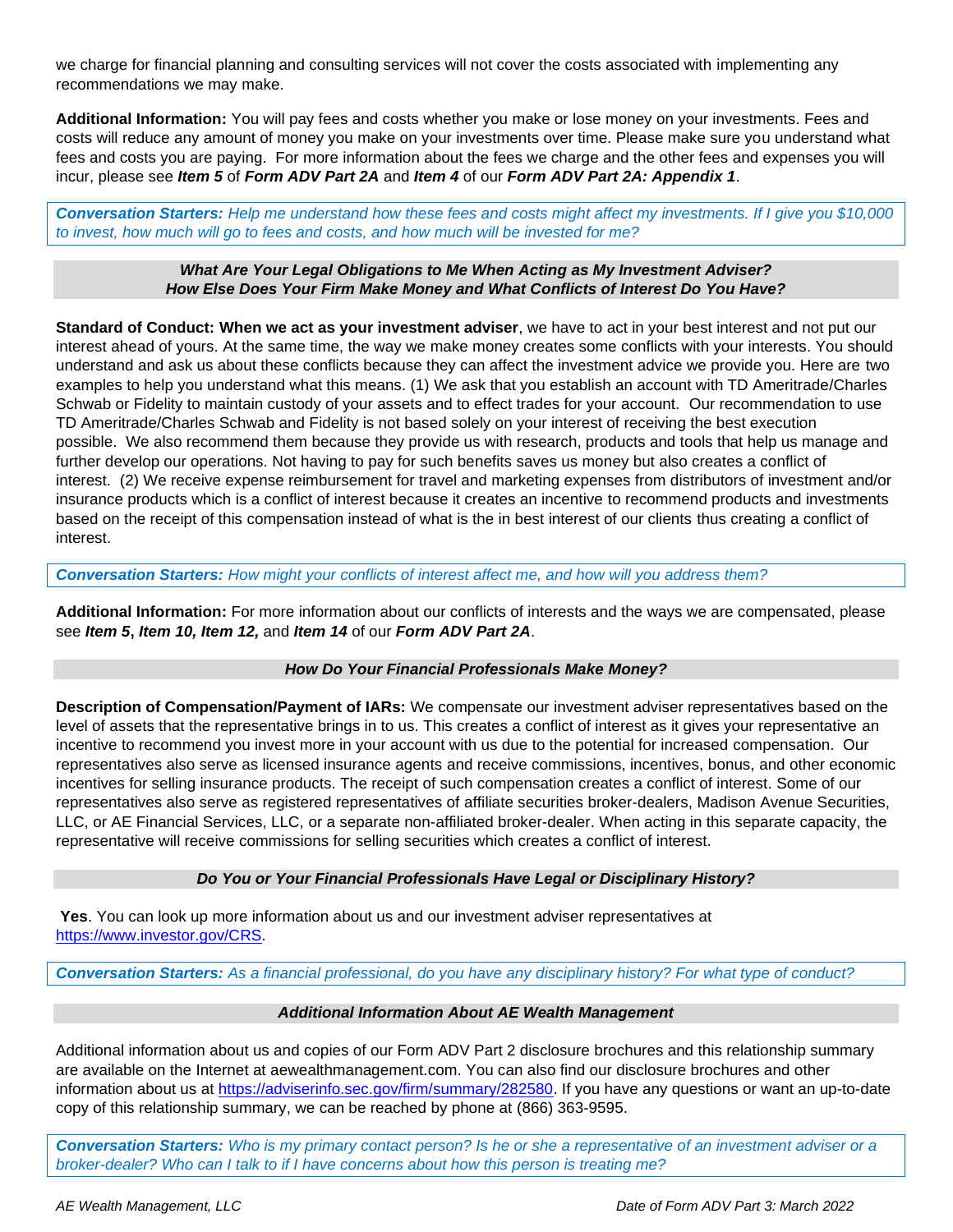we charge for financial planning and consulting services will not cover the costs associated with implementing any recommendations we may make.

**Additional Information:** You will pay fees and costs whether you make or lose money on your investments. Fees and costs will reduce any amount of money you make on your investments over time. Please make sure you understand what fees and costs you are paying. For more information about the fees we charge and the other fees and expenses you will incur, please see ***Item 5*** of ***Form ADV Part 2A*** and ***Item 4*** of our ***Form ADV Part 2A: Appendix 1***.

> ***Conversation Starters:*** *Help me understand how these fees and costs might affect my investments. If I give you $10,000 to invest, how much will go to fees and costs, and how much will be invested for me?*

### *What Are Your Legal Obligations to Me When Acting as My Investment Adviser? How Else Does Your Firm Make Money and What Conflicts of Interest Do You Have?*

**Standard of Conduct: When we act as your investment adviser**, we have to act in your best interest and not put our interest ahead of yours. At the same time, the way we make money creates some conflicts with your interests. You should understand and ask us about these conflicts because they can affect the investment advice we provide you. Here are two examples to help you understand what this means. (1) We ask that you establish an account with TD Ameritrade/Charles Schwab or Fidelity to maintain custody of your assets and to effect trades for your account. Our recommendation to use TD Ameritrade/Charles Schwab and Fidelity is not based solely on your interest of receiving the best execution possible. We also recommend them because they provide us with research, products and tools that help us manage and further develop our operations. Not having to pay for such benefits saves us money but also creates a conflict of interest. (2) We receive expense reimbursement for travel and marketing expenses from distributors of investment and/or insurance products which is a conflict of interest because it creates an incentive to recommend products and investments based on the receipt of this compensation instead of what is the in best interest of our clients thus creating a conflict of interest.

> ***Conversation Starters:*** *How might your conflicts of interest affect me, and how will you address them?*

**Additional Information:** For more information about our conflicts of interests and the ways we are compensated, please see ***Item 5***, ***Item 10, Item 12,*** and ***Item 14*** of our ***Form ADV Part 2A***.

### *How Do Your Financial Professionals Make Money?*

**Description of Compensation/Payment of IARs:** We compensate our investment adviser representatives based on the level of assets that the representative brings in to us. This creates a conflict of interest as it gives your representative an incentive to recommend you invest more in your account with us due to the potential for increased compensation. Our representatives also serve as licensed insurance agents and receive commissions, incentives, bonus, and other economic incentives for selling insurance products. The receipt of such compensation creates a conflict of interest. Some of our representatives also serve as registered representatives of affiliate securities broker-dealers, Madison Avenue Securities, LLC, or AE Financial Services, LLC, or a separate non-affiliated broker-dealer. When acting in this separate capacity, the representative will receive commissions for selling securities which creates a conflict of interest.

### *Do You or Your Financial Professionals Have Legal or Disciplinary History?*

**Yes**. You can look up more information about us and our investment adviser representatives at https://www.investor.gov/CRS.

> ***Conversation Starters:*** *As a financial professional, do you have any disciplinary history? For what type of conduct?*

### *Additional Information About AE Wealth Management*

Additional information about us and copies of our Form ADV Part 2 disclosure brochures and this relationship summary are available on the Internet at aewealthmanagement.com. You can also find our disclosure brochures and other information about us at https://adviserinfo.sec.gov/firm/summary/282580. If you have any questions or want an up-to-date copy of this relationship summary, we can be reached by phone at (866) 363-9595.

> ***Conversation Starters:*** *Who is my primary contact person? Is he or she a representative of an investment adviser or a broker-dealer? Who can I talk to if I have concerns about how this person is treating me?*

*AE Wealth Management, LLC* *Date of Form ADV Part 3: March 2022*